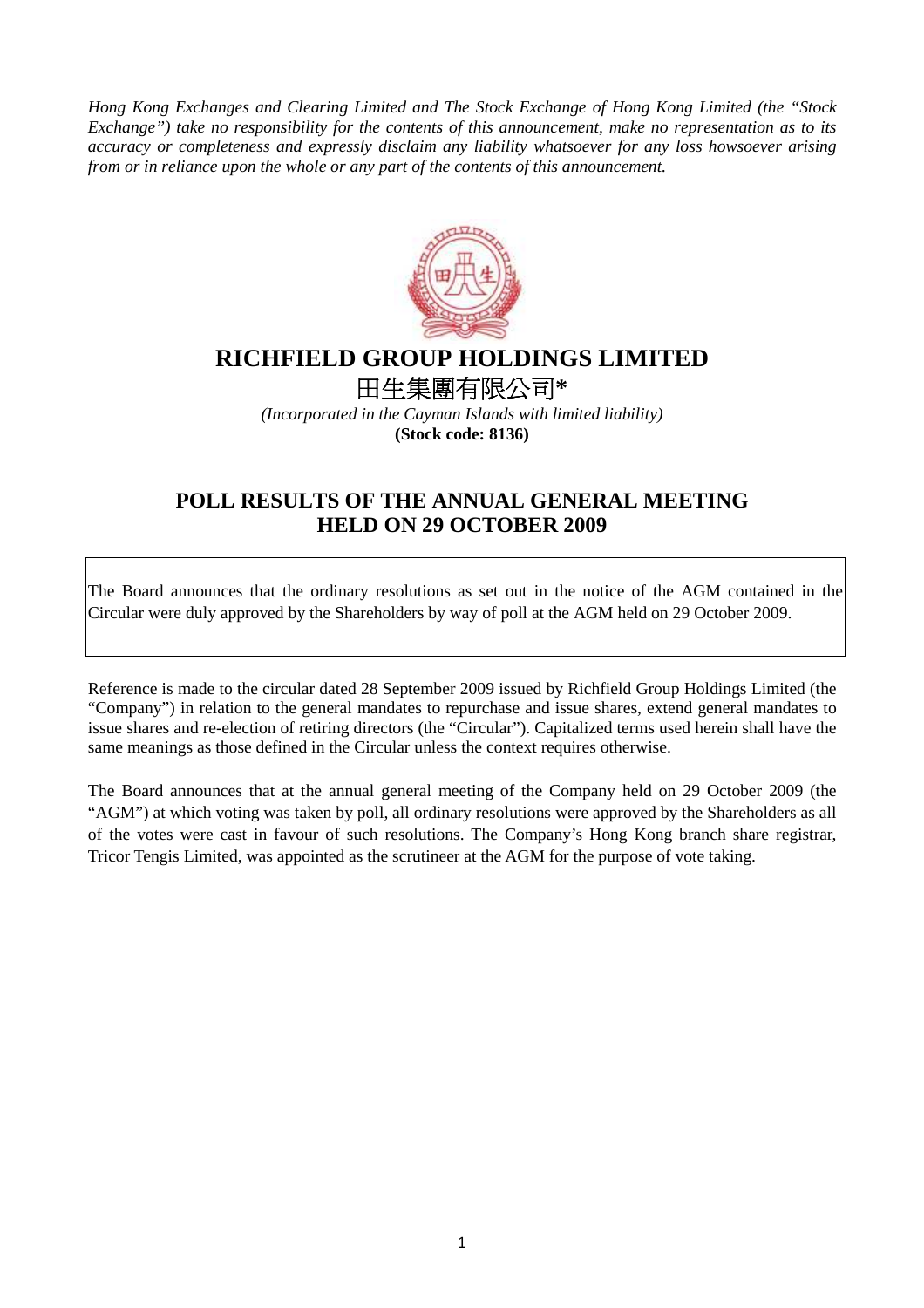*Hong Kong Exchanges and Clearing Limited and The Stock Exchange of Hong Kong Limited (the "Stock Exchange") take no responsibility for the contents of this announcement, make no representation as to its accuracy or completeness and expressly disclaim any liability whatsoever for any loss howsoever arising from or in reliance upon the whole or any part of the contents of this announcement.*

# RICHFIELD GROUP HOLDINGS LIMITED

# 田生集團有限公司*

*(Incorporated in the Cayman Islands with limited liability)*

**(Stock code: 8136)**

## POLL RESULTS OF THE ANNUAL GENERAL MEETING HELD ON 29 OCTOBER 2009

The Board announces that the ordinary resolutions as set out in the notice of the AGM contained in the Circular were duly approved by the Shareholders by way of poll at the AGM held on 29 October 2009.

Reference is made to the circular dated 28 September 2009 issued by Richfield Group Holdings Limited (the "Company") in relation to the general mandates to repurchase and issue shares, extend general mandates to issue shares and re-election of retiring directors (the "Circular"). Capitalized terms used herein shall have the same meanings as those defined in the Circular unless the context requires otherwise.

The Board announces that at the annual general meeting of the Company held on 29 October 2009 (the "AGM") at which voting was taken by poll, all ordinary resolutions were approved by the Shareholders as all of the votes were cast in favour of such resolutions. The Company's Hong Kong branch share registrar, Tricor Tengis Limited, was appointed as the scrutineer at the AGM for the purpose of vote taking.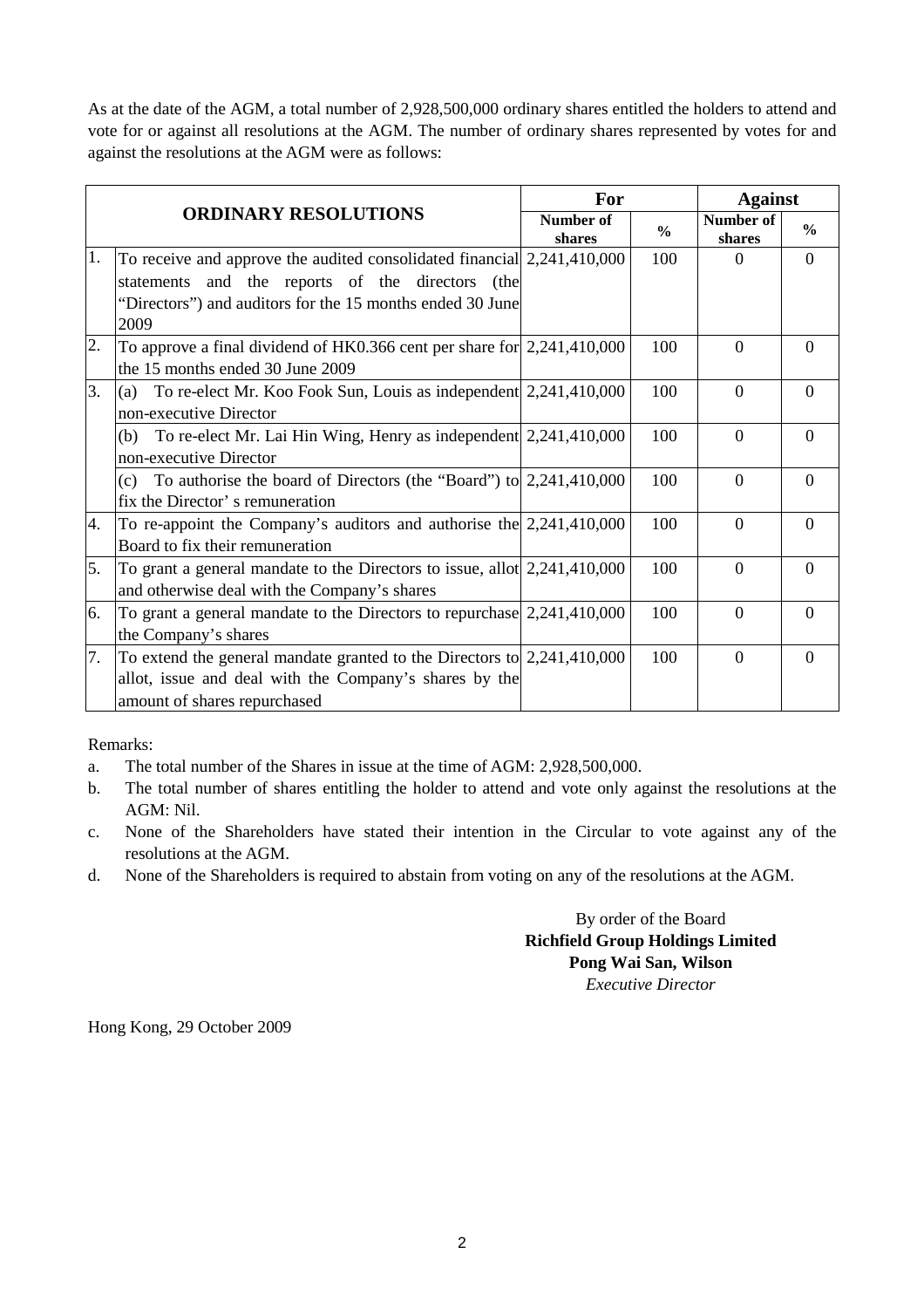As at the date of the AGM, a total number of 2,928,500,000 ordinary shares entitled the holders to attend and vote for or against all resolutions at the AGM. The number of ordinary shares represented by votes for and against the resolutions at the AGM were as follows:

| ORDINARY RESOLUTIONS | | For | | Against | |
|---|---|---|---|---|---|
| | | Number of shares | % | Number of shares | % |
| 1. | To receive and approve the audited consolidated financial statements and the reports of the directors (the "Directors") and auditors for the 15 months ended 30 June 2009 | 2,241,410,000 | 100 | 0 | 0 |
| 2. | To approve a final dividend of HK0.366 cent per share for the 15 months ended 30 June 2009 | 2,241,410,000 | 100 | 0 | 0 |
| 3. | (a) To re-elect Mr. Koo Fook Sun, Louis as independent non-executive Director | 2,241,410,000 | 100 | 0 | 0 |
| | (b) To re-elect Mr. Lai Hin Wing, Henry as independent non-executive Director | 2,241,410,000 | 100 | 0 | 0 |
| | (c) To authorise the board of Directors (the "Board") to fix the Director' s remuneration | 2,241,410,000 | 100 | 0 | 0 |
| 4. | To re-appoint the Company's auditors and authorise the Board to fix their remuneration | 2,241,410,000 | 100 | 0 | 0 |
| 5. | To grant a general mandate to the Directors to issue, allot and otherwise deal with the Company's shares | 2,241,410,000 | 100 | 0 | 0 |
| 6. | To grant a general mandate to the Directors to repurchase the Company's shares | 2,241,410,000 | 100 | 0 | 0 |
| 7. | To extend the general mandate granted to the Directors to allot, issue and deal with the Company's shares by the amount of shares repurchased | 2,241,410,000 | 100 | 0 | 0 |

Remarks:

a. The total number of the Shares in issue at the time of AGM: 2,928,500,000.

b. The total number of shares entitling the holder to attend and vote only against the resolutions at the AGM: Nil.

c. None of the Shareholders have stated their intention in the Circular to vote against any of the resolutions at the AGM.

d. None of the Shareholders is required to abstain from voting on any of the resolutions at the AGM.

By order of the Board
**Richfield Group Holdings Limited**
**Pong Wai San, Wilson**
*Executive Director*

Hong Kong, 29 October 2009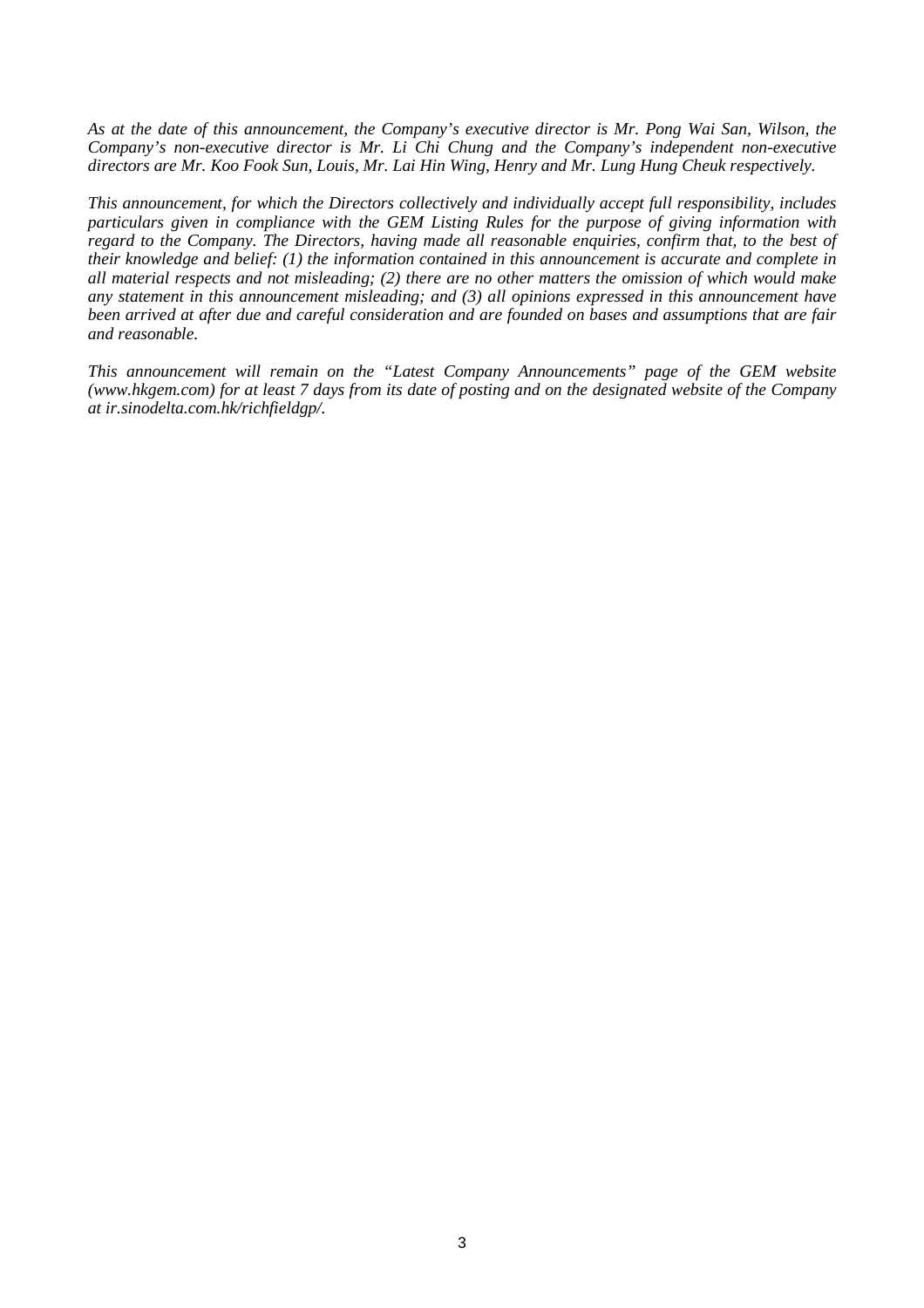*As at the date of this announcement, the Company's executive director is Mr. Pong Wai San, Wilson, the Company's non-executive director is Mr. Li Chi Chung and the Company's independent non-executive directors are Mr. Koo Fook Sun, Louis, Mr. Lai Hin Wing, Henry and Mr. Lung Hung Cheuk respectively.*

*This announcement, for which the Directors collectively and individually accept full responsibility, includes particulars given in compliance with the GEM Listing Rules for the purpose of giving information with regard to the Company. The Directors, having made all reasonable enquiries, confirm that, to the best of their knowledge and belief: (1) the information contained in this announcement is accurate and complete in all material respects and not misleading; (2) there are no other matters the omission of which would make any statement in this announcement misleading; and (3) all opinions expressed in this announcement have been arrived at after due and careful consideration and are founded on bases and assumptions that are fair and reasonable.*

*This announcement will remain on the "Latest Company Announcements" page of the GEM website (www.hkgem.com) for at least 7 days from its date of posting and on the designated website of the Company at ir.sinodelta.com.hk/richfieldgp/.*